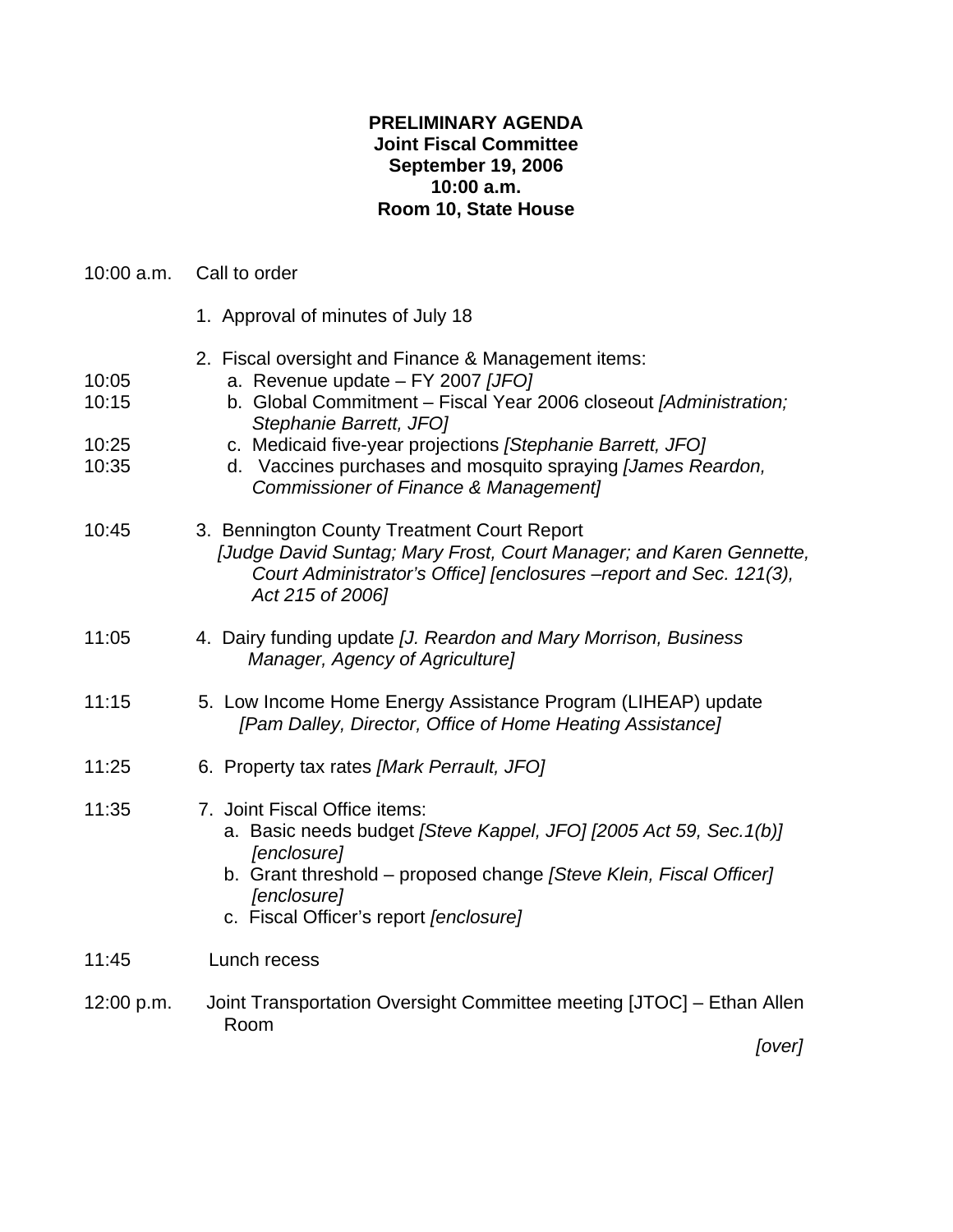**PRELIMINARY AGENDA**
**Joint Fiscal Committee**
**September 19, 2006**
**10:00 a.m.**
**Room 10, State House**

10:00 a.m. Call to order

1. Approval of minutes of July 18

2. Fiscal oversight and Finance & Management items:

10:05 a. Revenue update – FY 2007 *[JFO]*

10:15 b. Global Commitment – Fiscal Year 2006 closeout *[Administration; Stephanie Barrett, JFO]*

10:25 c. Medicaid five-year projections *[Stephanie Barrett, JFO]*

10:35 d. Vaccines purchases and mosquito spraying *[James Reardon, Commissioner of Finance & Management]*

10:45 3. Bennington County Treatment Court Report *[Judge David Suntag; Mary Frost, Court Manager; and Karen Gennette, Court Administrator's Office] [enclosures –report and Sec. 121(3), Act 215 of 2006]*

11:05 4. Dairy funding update *[J. Reardon and Mary Morrison, Business Manager, Agency of Agriculture]*

11:15 5. Low Income Home Energy Assistance Program (LIHEAP) update *[Pam Dalley, Director, Office of Home Heating Assistance]*

11:25 6. Property tax rates *[Mark Perrault, JFO]*

11:35 7. Joint Fiscal Office items:

a. Basic needs budget *[Steve Kappel, JFO] [2005 Act 59, Sec.1(b)] [enclosure]*

b. Grant threshold – proposed change *[Steve Klein, Fiscal Officer] [enclosure]*

c. Fiscal Officer's report *[enclosure]*

11:45 Lunch recess

12:00 p.m. Joint Transportation Oversight Committee meeting [JTOC] – Ethan Allen Room

*[over]*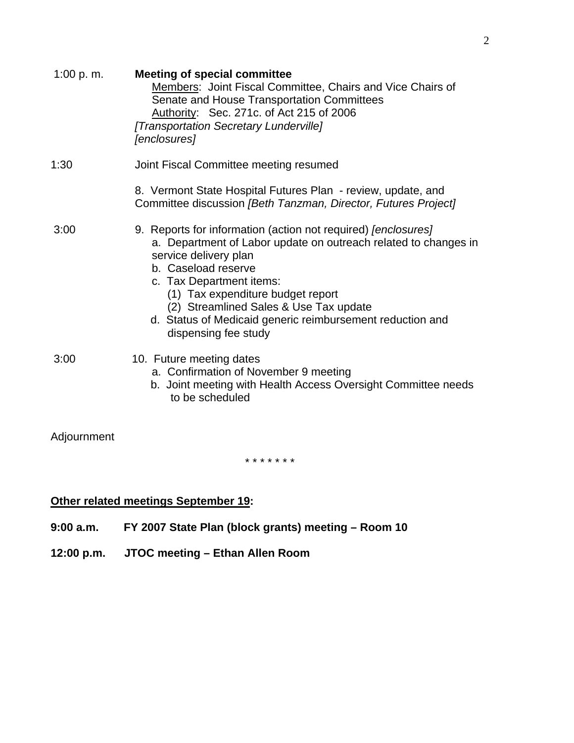1:00 p. m. **Meeting of special committee**

Members: Joint Fiscal Committee, Chairs and Vice Chairs of Senate and House Transportation Committees

Authority: Sec. 271c. of Act 215 of 2006

*[Transportation Secretary Lunderville]*

*[enclosures]*

1:30 Joint Fiscal Committee meeting resumed

8. Vermont State Hospital Futures Plan - review, update, and Committee discussion *[Beth Tanzman, Director, Futures Project]*

3:00 9. Reports for information (action not required) *[enclosures]*

- a. Department of Labor update on outreach related to changes in service delivery plan
- b. Caseload reserve
- c. Tax Department items:
  - (1) Tax expenditure budget report
  - (2) Streamlined Sales & Use Tax update
- d. Status of Medicaid generic reimbursement reduction and dispensing fee study

3:00 10. Future meeting dates

- a. Confirmation of November 9 meeting
- b. Joint meeting with Health Access Oversight Committee needs to be scheduled

Adjournment

\* \* \* \* \* \* \*

**Other related meetings September 19:**

**9:00 a.m. FY 2007 State Plan (block grants) meeting – Room 10**

**12:00 p.m. JTOC meeting – Ethan Allen Room**